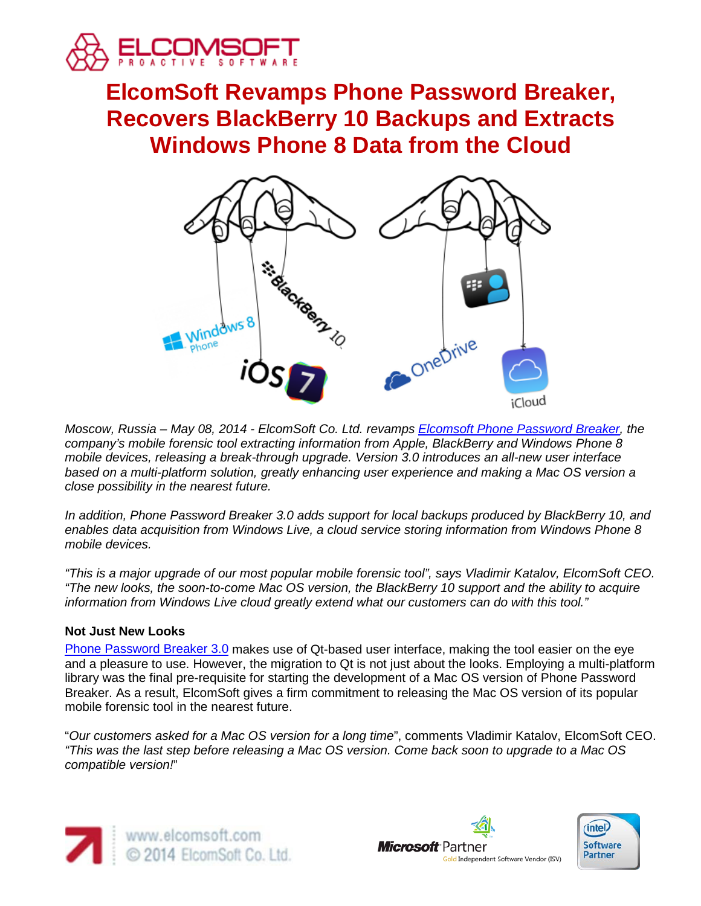# ElcomSoft Revamps Phone Password Breaker, Recovers BlackBerry 10 Backups and Extracts Windows Phone 8 Data from the Cloud

*Moscow, Russia – May 08, 2014 - ElcomSoft Co. Ltd. revamps [Elcomsoft Phone Password Breaker](), the company's mobile forensic tool extracting information from Apple, BlackBerry and Windows Phone 8 mobile devices, releasing a break-through upgrade. Version 3.0 introduces an all-new user interface based on a multi-platform solution, greatly enhancing user experience and making a Mac OS version a close possibility in the nearest future.*

*In addition, Phone Password Breaker 3.0 adds support for local backups produced by BlackBerry 10, and enables data acquisition from Windows Live, a cloud service storing information from Windows Phone 8 mobile devices.*

*"This is a major upgrade of our most popular mobile forensic tool", says Vladimir Katalov, ElcomSoft CEO. "The new looks, the soon-to-come Mac OS version, the BlackBerry 10 support and the ability to acquire information from Windows Live cloud greatly extend what our customers can do with this tool."*

**Not Just New Looks**

[Phone Password Breaker 3.0]() makes use of Qt-based user interface, making the tool easier on the eye and a pleasure to use. However, the migration to Qt is not just about the looks. Employing a multi-platform library was the final pre-requisite for starting the development of a Mac OS version of Phone Password Breaker. As a result, ElcomSoft gives a firm commitment to releasing the Mac OS version of its popular mobile forensic tool in the nearest future.

"*Our customers asked for a Mac OS version for a long time*", comments Vladimir Katalov, ElcomSoft CEO. *"This was the last step before releasing a Mac OS version. Come back soon to upgrade to a Mac OS compatible version!*"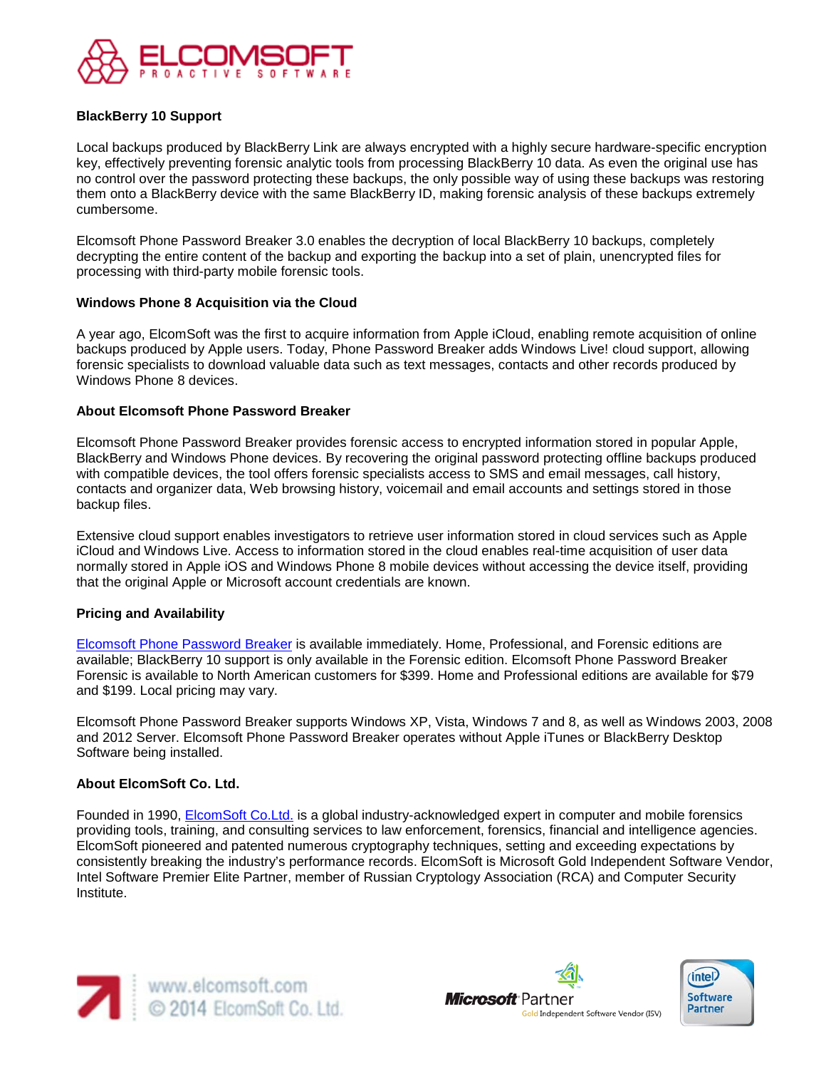**BlackBerry 10 Support**

Local backups produced by BlackBerry Link are always encrypted with a highly secure hardware-specific encryption key, effectively preventing forensic analytic tools from processing BlackBerry 10 data. As even the original use has no control over the password protecting these backups, the only possible way of using these backups was restoring them onto a BlackBerry device with the same BlackBerry ID, making forensic analysis of these backups extremely cumbersome.

Elcomsoft Phone Password Breaker 3.0 enables the decryption of local BlackBerry 10 backups, completely decrypting the entire content of the backup and exporting the backup into a set of plain, unencrypted files for processing with third-party mobile forensic tools.

**Windows Phone 8 Acquisition via the Cloud**

A year ago, ElcomSoft was the first to acquire information from Apple iCloud, enabling remote acquisition of online backups produced by Apple users. Today, Phone Password Breaker adds Windows Live! cloud support, allowing forensic specialists to download valuable data such as text messages, contacts and other records produced by Windows Phone 8 devices.

**About Elcomsoft Phone Password Breaker**

Elcomsoft Phone Password Breaker provides forensic access to encrypted information stored in popular Apple, BlackBerry and Windows Phone devices. By recovering the original password protecting offline backups produced with compatible devices, the tool offers forensic specialists access to SMS and email messages, call history, contacts and organizer data, Web browsing history, voicemail and email accounts and settings stored in those backup files.

Extensive cloud support enables investigators to retrieve user information stored in cloud services such as Apple iCloud and Windows Live. Access to information stored in the cloud enables real-time acquisition of user data normally stored in Apple iOS and Windows Phone 8 mobile devices without accessing the device itself, providing that the original Apple or Microsoft account credentials are known.

**Pricing and Availability**

Elcomsoft Phone Password Breaker is available immediately. Home, Professional, and Forensic editions are available; BlackBerry 10 support is only available in the Forensic edition. Elcomsoft Phone Password Breaker Forensic is available to North American customers for $399. Home and Professional editions are available for $79 and $199. Local pricing may vary.

Elcomsoft Phone Password Breaker supports Windows XP, Vista, Windows 7 and 8, as well as Windows 2003, 2008 and 2012 Server. Elcomsoft Phone Password Breaker operates without Apple iTunes or BlackBerry Desktop Software being installed.

**About ElcomSoft Co. Ltd.**

Founded in 1990, ElcomSoft Co.Ltd. is a global industry-acknowledged expert in computer and mobile forensics providing tools, training, and consulting services to law enforcement, forensics, financial and intelligence agencies. ElcomSoft pioneered and patented numerous cryptography techniques, setting and exceeding expectations by consistently breaking the industry's performance records. ElcomSoft is Microsoft Gold Independent Software Vendor, Intel Software Premier Elite Partner, member of Russian Cryptology Association (RCA) and Computer Security Institute.